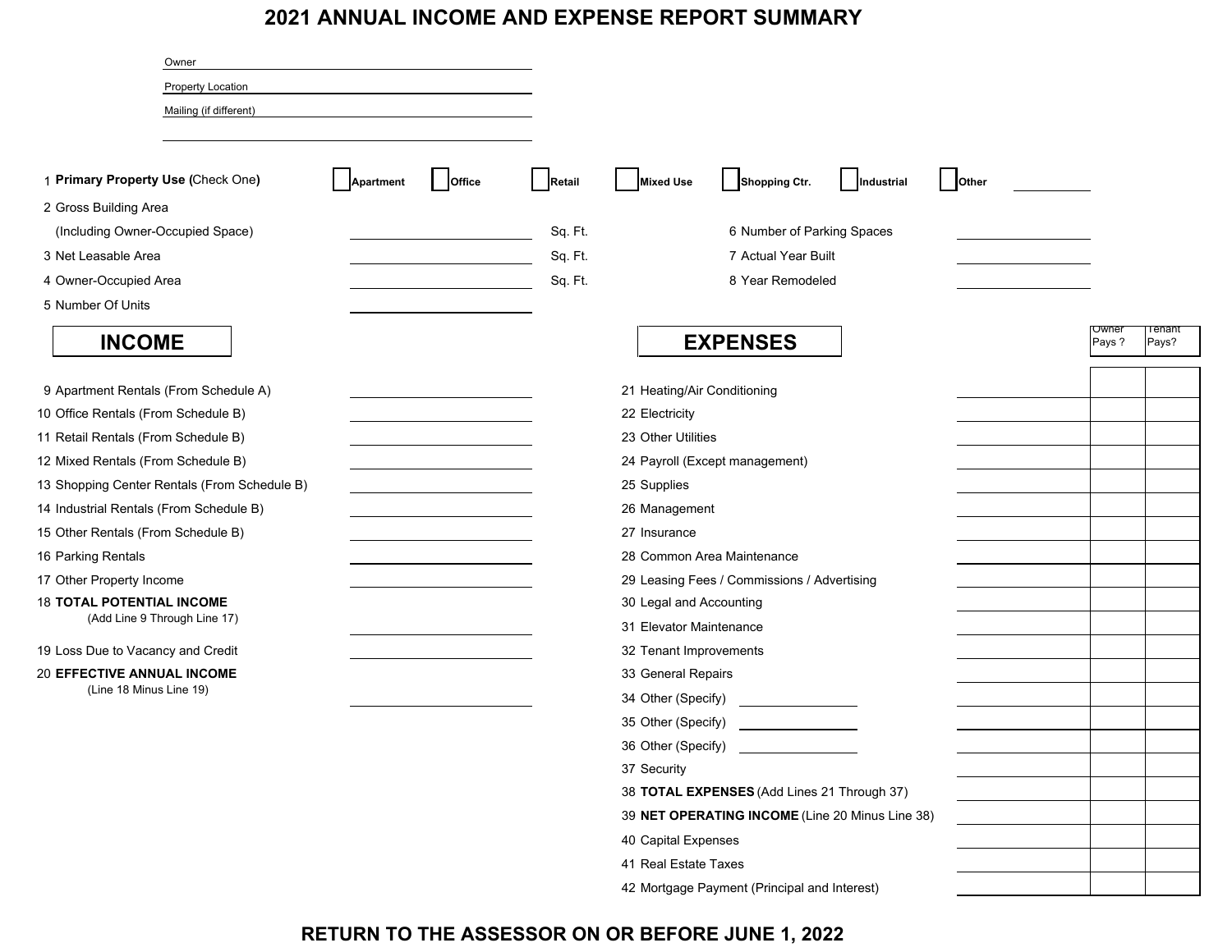# 2021 ANNUAL INCOME AND EXPENSE REPORT SUMMARY

Owner ______________________

Property Location ______________________

Mailing (if different) ______________________

______________________

1 **Primary Property Use (**Check One**)** ☐ Apartment ☐ Office ☐ Retail ☐ Mixed Use ☐ Shopping Ctr. ☐ Industrial ☐ Other ________

2 Gross Building Area (Including Owner-Occupied Space) ________ Sq. Ft.

3 Net Leasable Area ________ Sq. Ft.

4 Owner-Occupied Area ________ Sq. Ft.

5 Number Of Units ________

6 Number of Parking Spaces ________

7 Actual Year Built ________

8 Year Remodeled ________

## INCOME

| Line | Item | Amount |
|---|---|---|
| 9 | Apartment Rentals (From Schedule A) | |
| 10 | Office Rentals (From Schedule B) | |
| 11 | Retail Rentals (From Schedule B) | |
| 12 | Mixed Rentals (From Schedule B) | |
| 13 | Shopping Center Rentals (From Schedule B) | |
| 14 | Industrial Rentals (From Schedule B) | |
| 15 | Other Rentals (From Schedule B) | |
| 16 | Parking Rentals | |
| 17 | Other Property Income | |
| 18 | **TOTAL POTENTIAL INCOME** (Add Line 9 Through Line 17) | |
| 19 | Loss Due to Vacancy and Credit | |
| 20 | **EFFECTIVE ANNUAL INCOME** (Line 18 Minus Line 19) | |

## EXPENSES

| Line | Item | Amount | Owner Pays ? | Tenant Pays? |
|---|---|---|---|---|
| 21 | Heating/Air Conditioning | | | |
| 22 | Electricity | | | |
| 23 | Other Utilities | | | |
| 24 | Payroll (Except management) | | | |
| 25 | Supplies | | | |
| 26 | Management | | | |
| 27 | Insurance | | | |
| 28 | Common Area Maintenance | | | |
| 29 | Leasing Fees / Commissions / Advertising | | | |
| 30 | Legal and Accounting | | | |
| 31 | Elevator Maintenance | | | |
| 32 | Tenant Improvements | | | |
| 33 | General Repairs | | | |
| 34 | Other (Specify) ________ | | | |
| 35 | Other (Specify) ________ | | | |
| 36 | Other (Specify) ________ | | | |
| 37 | Security | | | |
| 38 | **TOTAL EXPENSES** (Add Lines 21 Through 37) | | | |
| 39 | **NET OPERATING INCOME** (Line 20 Minus Line 38) | | | |
| 40 | Capital Expenses | | | |
| 41 | Real Estate Taxes | | | |
| 42 | Mortgage Payment (Principal and Interest) | | | |

**RETURN TO THE ASSESSOR ON OR BEFORE JUNE 1, 2022**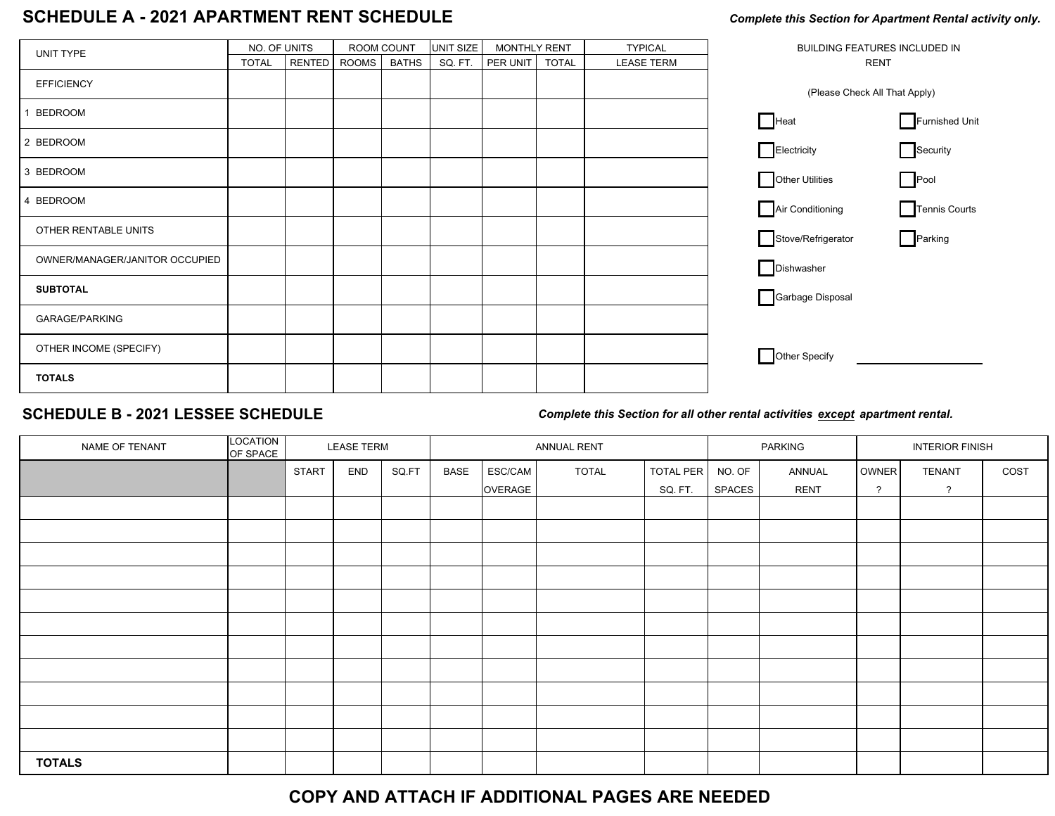## SCHEDULE A - 2021 APARTMENT RENT SCHEDULE

***Complete this Section for Apartment Rental activity only.***

| UNIT TYPE | NO. OF UNITS | | ROOM COUNT | | UNIT SIZE | MONTHLY RENT | | TYPICAL |
|---|---|---|---|---|---|---|---|---|
| | TOTAL | RENTED | ROOMS | BATHS | SQ. FT. | PER UNIT | TOTAL | LEASE TERM |
| EFFICIENCY | | | | | | | | |
| 1 BEDROOM | | | | | | | | |
| 2 BEDROOM | | | | | | | | |
| 3 BEDROOM | | | | | | | | |
| 4 BEDROOM | | | | | | | | |
| OTHER RENTABLE UNITS | | | | | | | | |
| OWNER/MANAGER/JANITOR OCCUPIED | | | | | | | | |
| **SUBTOTAL** | | | | | | | | |
| GARAGE/PARKING | | | | | | | | |
| OTHER INCOME (SPECIFY) | | | | | | | | |
| **TOTALS** | | | | | | | | |

BUILDING FEATURES INCLUDED IN RENT

(Please Check All That Apply)

- ☐ Heat
- ☐ Electricity
- ☐ Other Utilities
- ☐ Air Conditioning
- ☐ Stove/Refrigerator
- ☐ Dishwasher
- ☐ Garbage Disposal
- ☐ Furnished Unit
- ☐ Security
- ☐ Pool
- ☐ Tennis Courts
- ☐ Parking
- ☐ Other Specify ____________

## SCHEDULE B - 2021 LESSEE SCHEDULE

***Complete this Section for all other rental activities <u>except</u> apartment rental.***

| NAME OF TENANT | LOCATION OF SPACE | LEASE TERM | | | ANNUAL RENT | | | | PARKING | | INTERIOR FINISH | | |
|---|---|---|---|---|---|---|---|---|---|---|---|---|---|
| | | START | END | SQ.FT | BASE | ESC/CAM OVERAGE | TOTAL | TOTAL PER SQ. FT. | NO. OF SPACES | ANNUAL RENT | OWNER ? | TENANT ? | COST |
| | | | | | | | | | | | | | |
| | | | | | | | | | | | | | |
| | | | | | | | | | | | | | |
| | | | | | | | | | | | | | |
| | | | | | | | | | | | | | |
| | | | | | | | | | | | | | |
| | | | | | | | | | | | | | |
| | | | | | | | | | | | | | |
| | | | | | | | | | | | | | |
| | | | | | | | | | | | | | |
| | | | | | | | | | | | | | |
| **TOTALS** | | | | | | | | | | | | | |

**COPY AND ATTACH IF ADDITIONAL PAGES ARE NEEDED**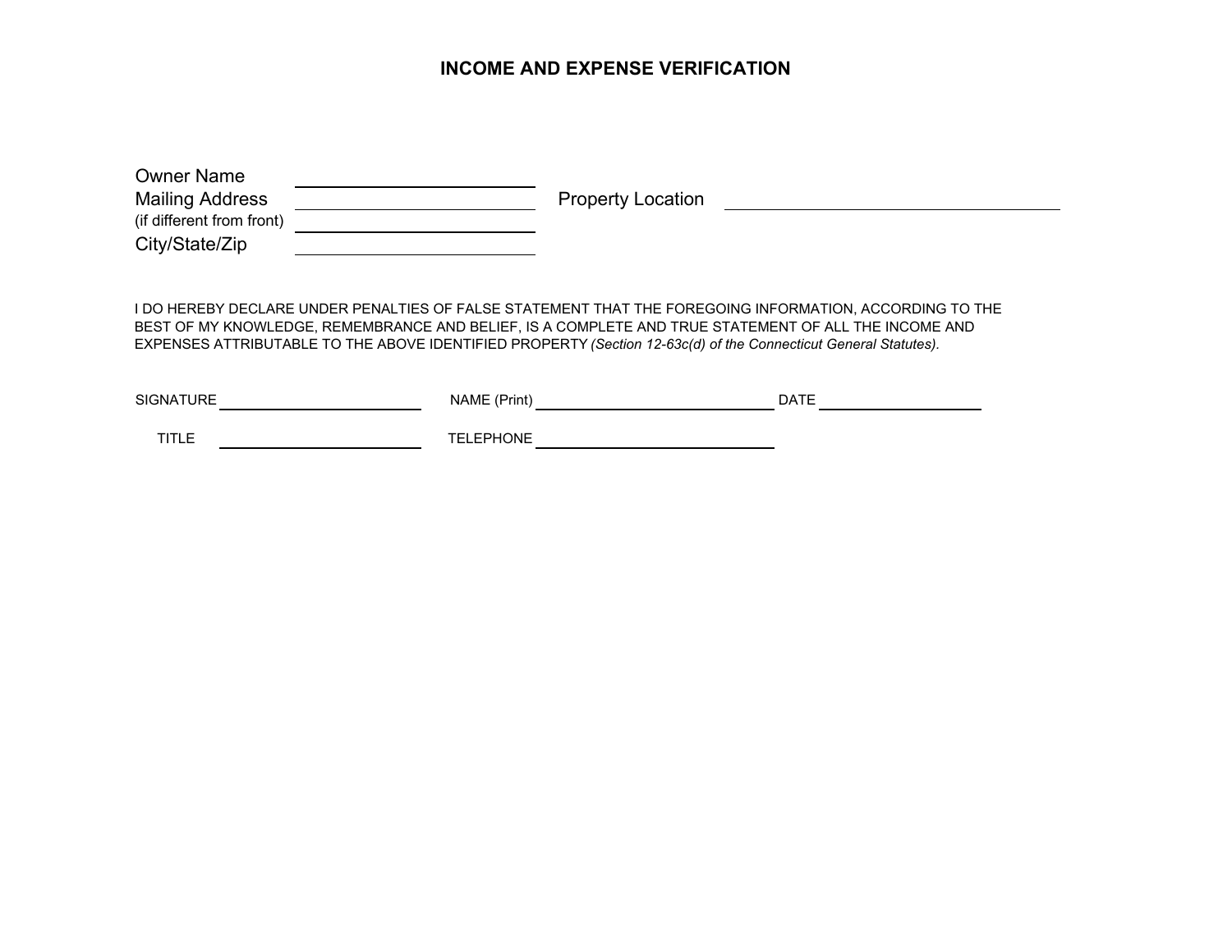# INCOME AND EXPENSE VERIFICATION

| | | | |
|---|---|---|---|
| Owner Name | ______________________ | | |
| Mailing Address | ______________________ | Property Location | ______________________________ |
| (if different from front) | ______________________ | | |
| City/State/Zip | ______________________ | | |

I DO HEREBY DECLARE UNDER PENALTIES OF FALSE STATEMENT THAT THE FOREGOING INFORMATION, ACCORDING TO THE BEST OF MY KNOWLEDGE, REMEMBRANCE AND BELIEF, IS A COMPLETE AND TRUE STATEMENT OF ALL THE INCOME AND EXPENSES ATTRIBUTABLE TO THE ABOVE IDENTIFIED PROPERTY *(Section 12-63c(d) of the Connecticut General Statutes).*

SIGNATURE ____________________ NAME (Print) ______________________ DATE ________________

TITLE ____________________ TELEPHONE ______________________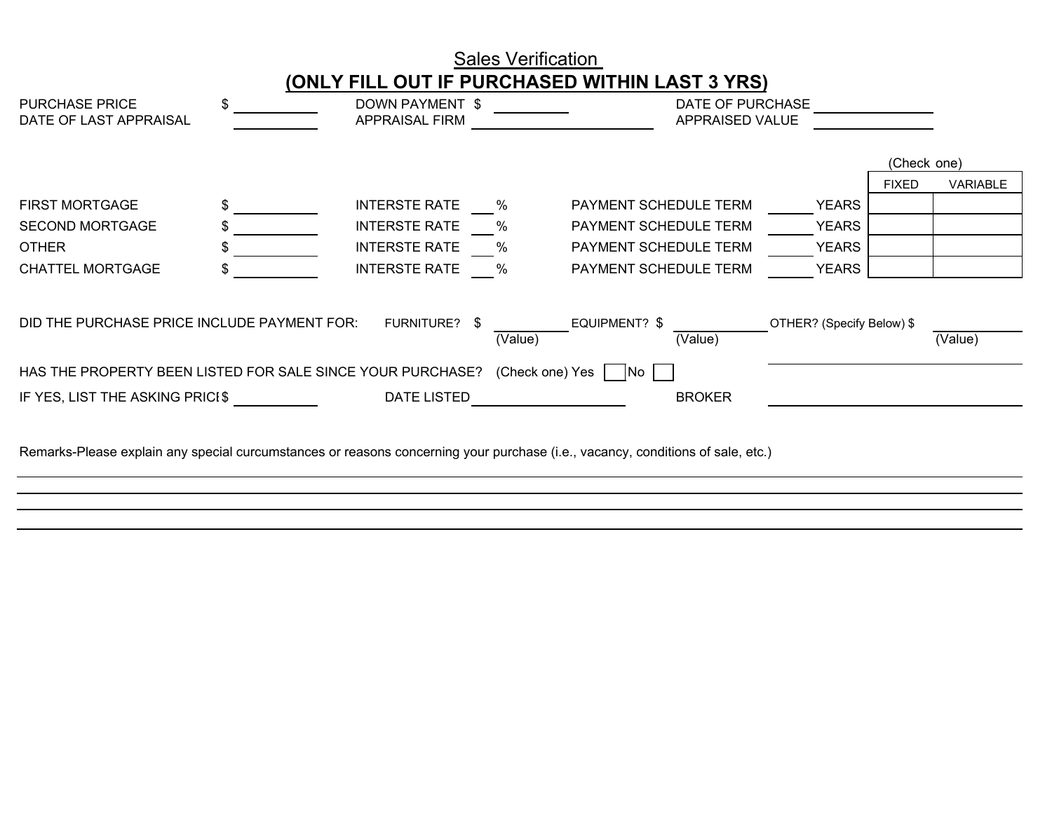## Sales Verification

## (ONLY FILL OUT IF PURCHASED WITHIN LAST 3 YRS)

PURCHASE PRICE $ ________ DOWN PAYMENT $ ________ DATE OF PURCHASE ________

DATE OF LAST APPRAISAL ________ APPRAISAL FIRM ________ APPRAISED VALUE ________

| | | | | | (Check one) | |
|---|---|---|---|---|---|---|
| | | | | | FIXED | VARIABLE |
| FIRST MORTGAGE | $ ________ | INTERSTE RATE ___ % | PAYMENT SCHEDULE TERM | ______ YEARS | | |
| SECOND MORTGAGE | $ ________ | INTERSTE RATE ___ % | PAYMENT SCHEDULE TERM | ______ YEARS | | |
| OTHER | $ ________ | INTERSTE RATE ___ % | PAYMENT SCHEDULE TERM | ______ YEARS | | |
| CHATTEL MORTGAGE | $ ________ | INTERSTE RATE ___ % | PAYMENT SCHEDULE TERM | ______ YEARS | | |

DID THE PURCHASE PRICE INCLUDE PAYMENT FOR: FURNITURE? $ ________ (Value) EQUIPMENT? $ ________ (Value) OTHER? (Specify Below) $ ________ (Value)

HAS THE PROPERTY BEEN LISTED FOR SALE SINCE YOUR PURCHASE? (Check one) Yes ☐ No ☐

IF YES, LIST THE ASKING PRICI $ ________ DATE LISTED ________ BROKER ________

Remarks-Please explain any special curcumstances or reasons concerning your purchase (i.e., vacancy, conditions of sale, etc.)

________________________________________

________________________________________

________________________________________

________________________________________